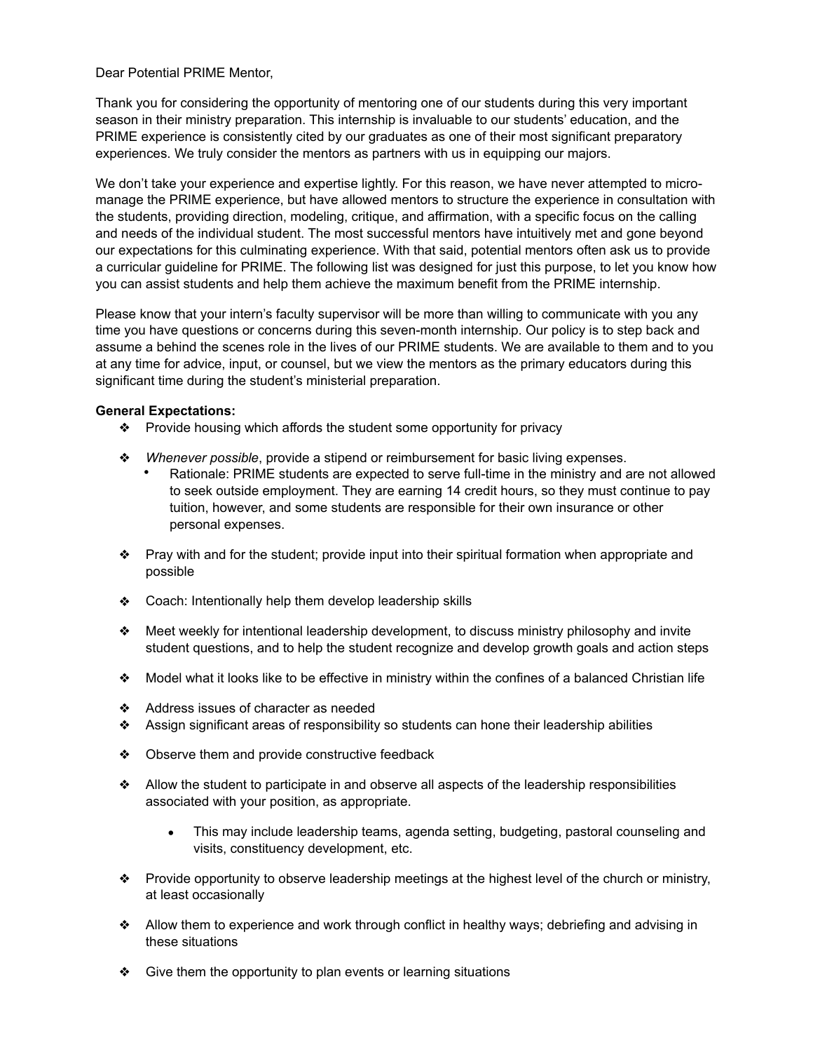Dear Potential PRIME Mentor,

Thank you for considering the opportunity of mentoring one of our students during this very important season in their ministry preparation. This internship is invaluable to our students' education, and the PRIME experience is consistently cited by our graduates as one of their most significant preparatory experiences. We truly consider the mentors as partners with us in equipping our majors.

We don't take your experience and expertise lightly. For this reason, we have never attempted to micro-manage the PRIME experience, but have allowed mentors to structure the experience in consultation with the students, providing direction, modeling, critique, and affirmation, with a specific focus on the calling and needs of the individual student. The most successful mentors have intuitively met and gone beyond our expectations for this culminating experience. With that said, potential mentors often ask us to provide a curricular guideline for PRIME. The following list was designed for just this purpose, to let you know how you can assist students and help them achieve the maximum benefit from the PRIME internship.

Please know that your intern's faculty supervisor will be more than willing to communicate with you any time you have questions or concerns during this seven-month internship. Our policy is to step back and assume a behind the scenes role in the lives of our PRIME students. We are available to them and to you at any time for advice, input, or counsel, but we view the mentors as the primary educators during this significant time during the student's ministerial preparation.

**General Expectations:**

- Provide housing which affords the student some opportunity for privacy
- *Whenever possible*, provide a stipend or reimbursement for basic living expenses.
  - Rationale: PRIME students are expected to serve full-time in the ministry and are not allowed to seek outside employment. They are earning 14 credit hours, so they must continue to pay tuition, however, and some students are responsible for their own insurance or other personal expenses.
- Pray with and for the student; provide input into their spiritual formation when appropriate and possible
- Coach: Intentionally help them develop leadership skills
- Meet weekly for intentional leadership development, to discuss ministry philosophy and invite student questions, and to help the student recognize and develop growth goals and action steps
- Model what it looks like to be effective in ministry within the confines of a balanced Christian life
- Address issues of character as needed
- Assign significant areas of responsibility so students can hone their leadership abilities
- Observe them and provide constructive feedback
- Allow the student to participate in and observe all aspects of the leadership responsibilities associated with your position, as appropriate.
  - This may include leadership teams, agenda setting, budgeting, pastoral counseling and visits, constituency development, etc.
- Provide opportunity to observe leadership meetings at the highest level of the church or ministry, at least occasionally
- Allow them to experience and work through conflict in healthy ways; debriefing and advising in these situations
- Give them the opportunity to plan events or learning situations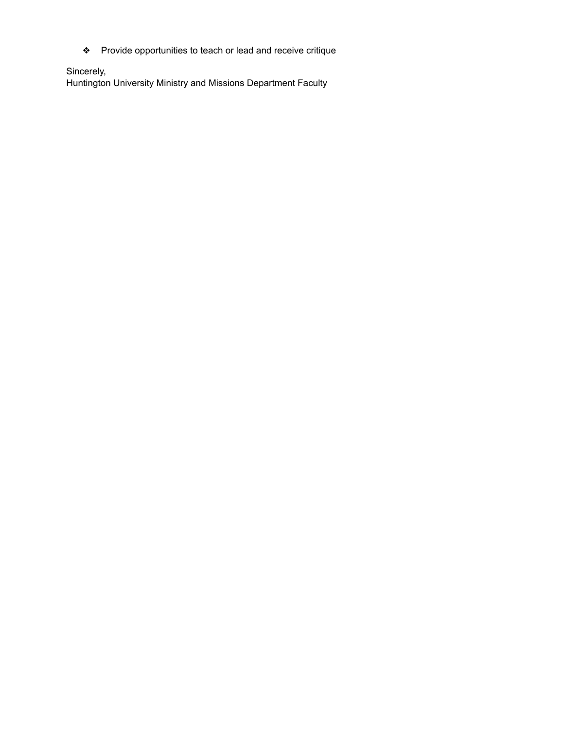- Provide opportunities to teach or lead and receive critique

Sincerely,
Huntington University Ministry and Missions Department Faculty